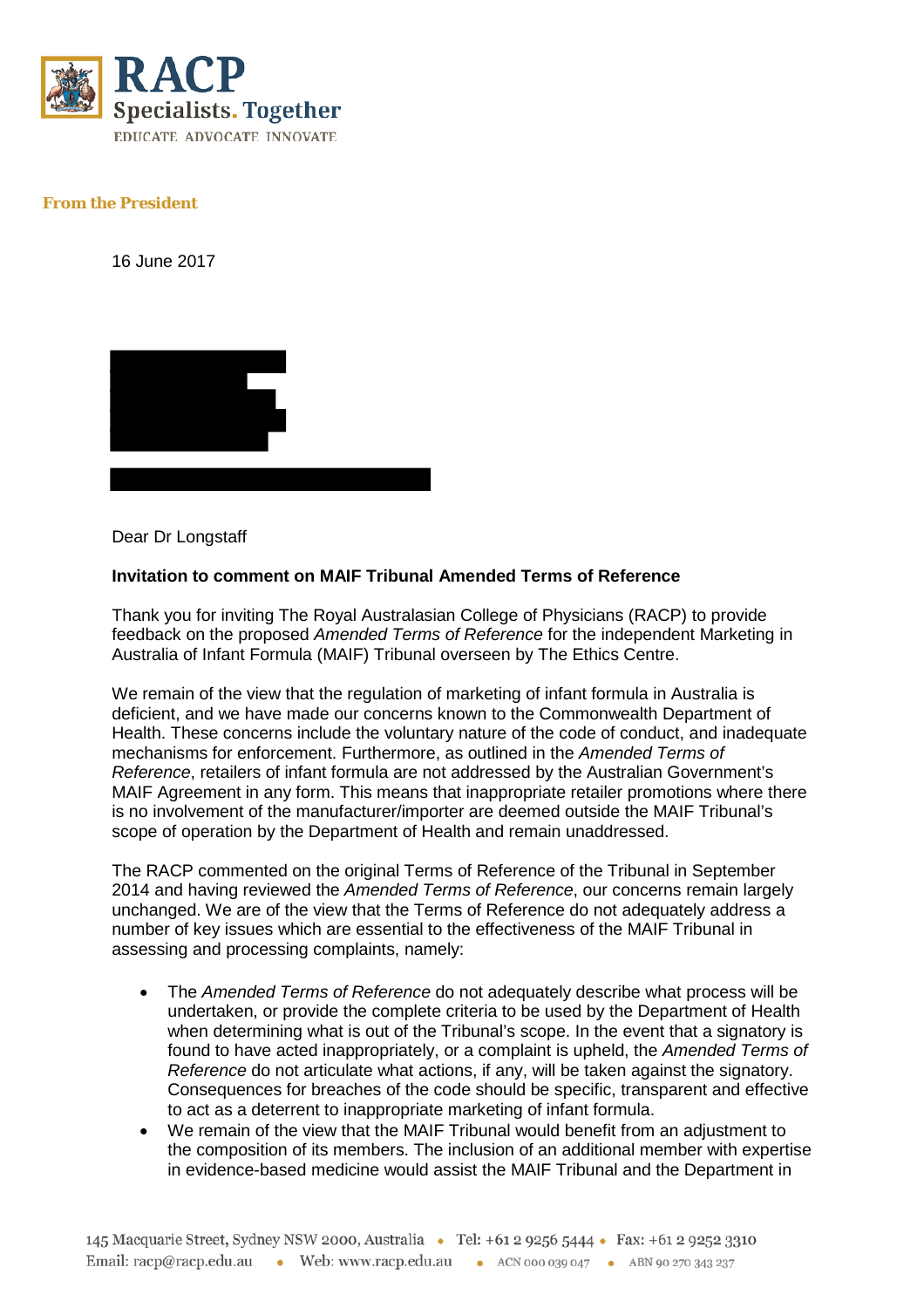**RACP**
**Specialists. Together**
EDUCATE ADVOCATE INNOVATE

**From the President**

16 June 2017

Dear Dr Longstaff

**Invitation to comment on MAIF Tribunal Amended Terms of Reference**

Thank you for inviting The Royal Australasian College of Physicians (RACP) to provide feedback on the proposed *Amended Terms of Reference* for the independent Marketing in Australia of Infant Formula (MAIF) Tribunal overseen by The Ethics Centre.

We remain of the view that the regulation of marketing of infant formula in Australia is deficient, and we have made our concerns known to the Commonwealth Department of Health. These concerns include the voluntary nature of the code of conduct, and inadequate mechanisms for enforcement. Furthermore, as outlined in the *Amended Terms of Reference*, retailers of infant formula are not addressed by the Australian Government's MAIF Agreement in any form. This means that inappropriate retailer promotions where there is no involvement of the manufacturer/importer are deemed outside the MAIF Tribunal's scope of operation by the Department of Health and remain unaddressed.

The RACP commented on the original Terms of Reference of the Tribunal in September 2014 and having reviewed the *Amended Terms of Reference*, our concerns remain largely unchanged. We are of the view that the Terms of Reference do not adequately address a number of key issues which are essential to the effectiveness of the MAIF Tribunal in assessing and processing complaints, namely:

- The *Amended Terms of Reference* do not adequately describe what process will be undertaken, or provide the complete criteria to be used by the Department of Health when determining what is out of the Tribunal's scope. In the event that a signatory is found to have acted inappropriately, or a complaint is upheld, the *Amended Terms of Reference* do not articulate what actions, if any, will be taken against the signatory. Consequences for breaches of the code should be specific, transparent and effective to act as a deterrent to inappropriate marketing of infant formula.
- We remain of the view that the MAIF Tribunal would benefit from an adjustment to the composition of its members. The inclusion of an additional member with expertise in evidence-based medicine would assist the MAIF Tribunal and the Department in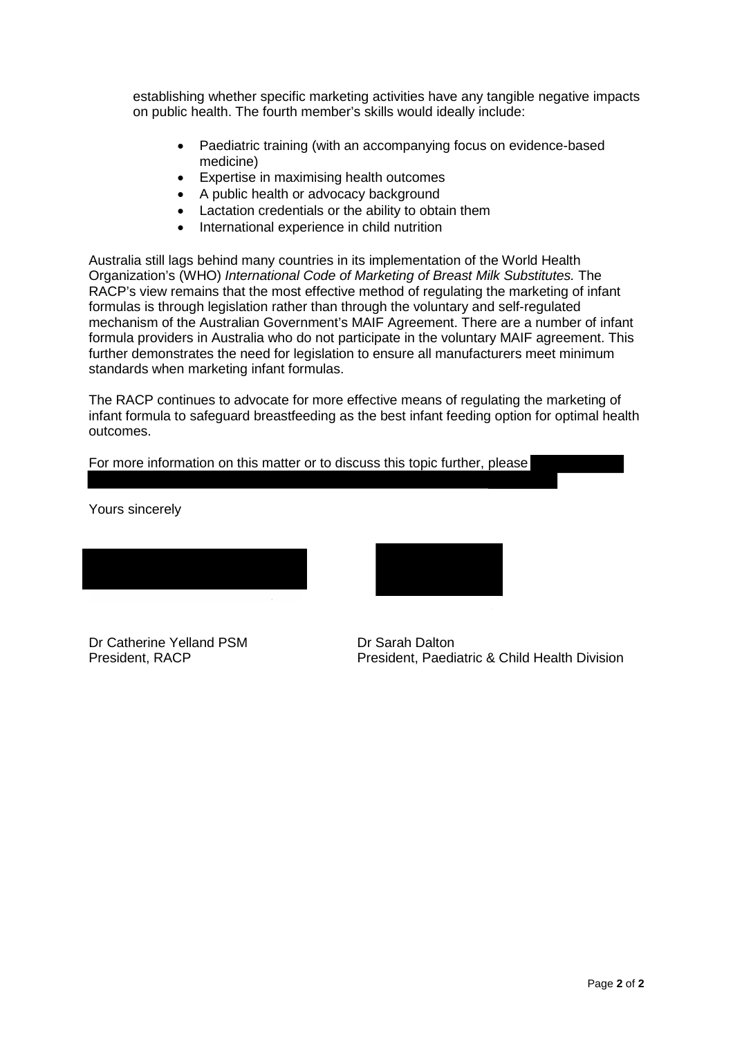establishing whether specific marketing activities have any tangible negative impacts on public health. The fourth member's skills would ideally include:

- Paediatric training (with an accompanying focus on evidence-based medicine)
- Expertise in maximising health outcomes
- A public health or advocacy background
- Lactation credentials or the ability to obtain them
- International experience in child nutrition

Australia still lags behind many countries in its implementation of the World Health Organization's (WHO) *International Code of Marketing of Breast Milk Substitutes.* The RACP's view remains that the most effective method of regulating the marketing of infant formulas is through legislation rather than through the voluntary and self-regulated mechanism of the Australian Government's MAIF Agreement. There are a number of infant formula providers in Australia who do not participate in the voluntary MAIF agreement. This further demonstrates the need for legislation to ensure all manufacturers meet minimum standards when marketing infant formulas.

The RACP continues to advocate for more effective means of regulating the marketing of infant formula to safeguard breastfeeding as the best infant feeding option for optimal health outcomes.

For more information on this matter or to discuss this topic further, please

Yours sincerely

Dr Catherine Yelland PSM
President, RACP

Dr Sarah Dalton
President, Paediatric & Child Health Division